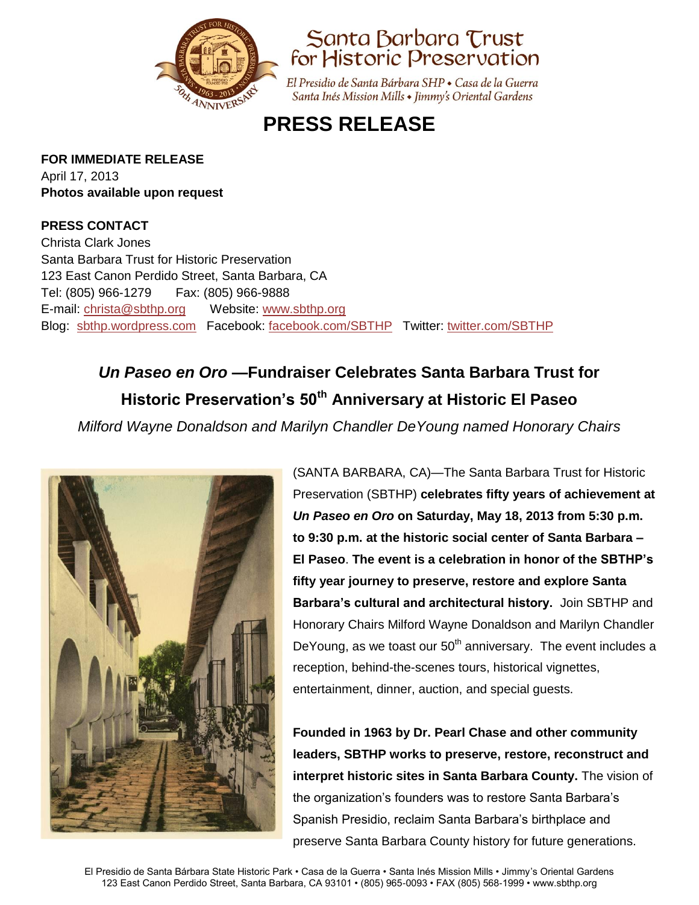Santa Barbara Trust for Historic Preservation

*El Presidio de Santa Bárbara SHP • Casa de la Guerra*
*Santa Inés Mission Mills • Jimmy's Oriental Gardens*

# PRESS RELEASE

**FOR IMMEDIATE RELEASE**
April 17, 2013
**Photos available upon request**

**PRESS CONTACT**
Christa Clark Jones
Santa Barbara Trust for Historic Preservation
123 East Canon Perdido Street, Santa Barbara, CA
Tel: (805) 966-1279 Fax: (805) 966-9888
E-mail: christa@sbthp.org Website: www.sbthp.org
Blog: sbthp.wordpress.com Facebook: facebook.com/SBTHP Twitter: twitter.com/SBTHP

## *Un Paseo en Oro* —Fundraiser Celebrates Santa Barbara Trust for Historic Preservation's 50th Anniversary at Historic El Paseo

*Milford Wayne Donaldson and Marilyn Chandler DeYoung named Honorary Chairs*

(SANTA BARBARA, CA)—The Santa Barbara Trust for Historic Preservation (SBTHP) **celebrates fifty years of achievement at *Un Paseo en Oro* on Saturday, May 18, 2013 from 5:30 p.m. to 9:30 p.m. at the historic social center of Santa Barbara – El Paseo**. **The event is a celebration in honor of the SBTHP's fifty year journey to preserve, restore and explore Santa Barbara's cultural and architectural history.** Join SBTHP and Honorary Chairs Milford Wayne Donaldson and Marilyn Chandler DeYoung, as we toast our 50th anniversary. The event includes a reception, behind-the-scenes tours, historical vignettes, entertainment, dinner, auction, and special guests.

**Founded in 1963 by Dr. Pearl Chase and other community leaders, SBTHP works to preserve, restore, reconstruct and interpret historic sites in Santa Barbara County.** The vision of the organization's founders was to restore Santa Barbara's Spanish Presidio, reclaim Santa Barbara's birthplace and preserve Santa Barbara County history for future generations.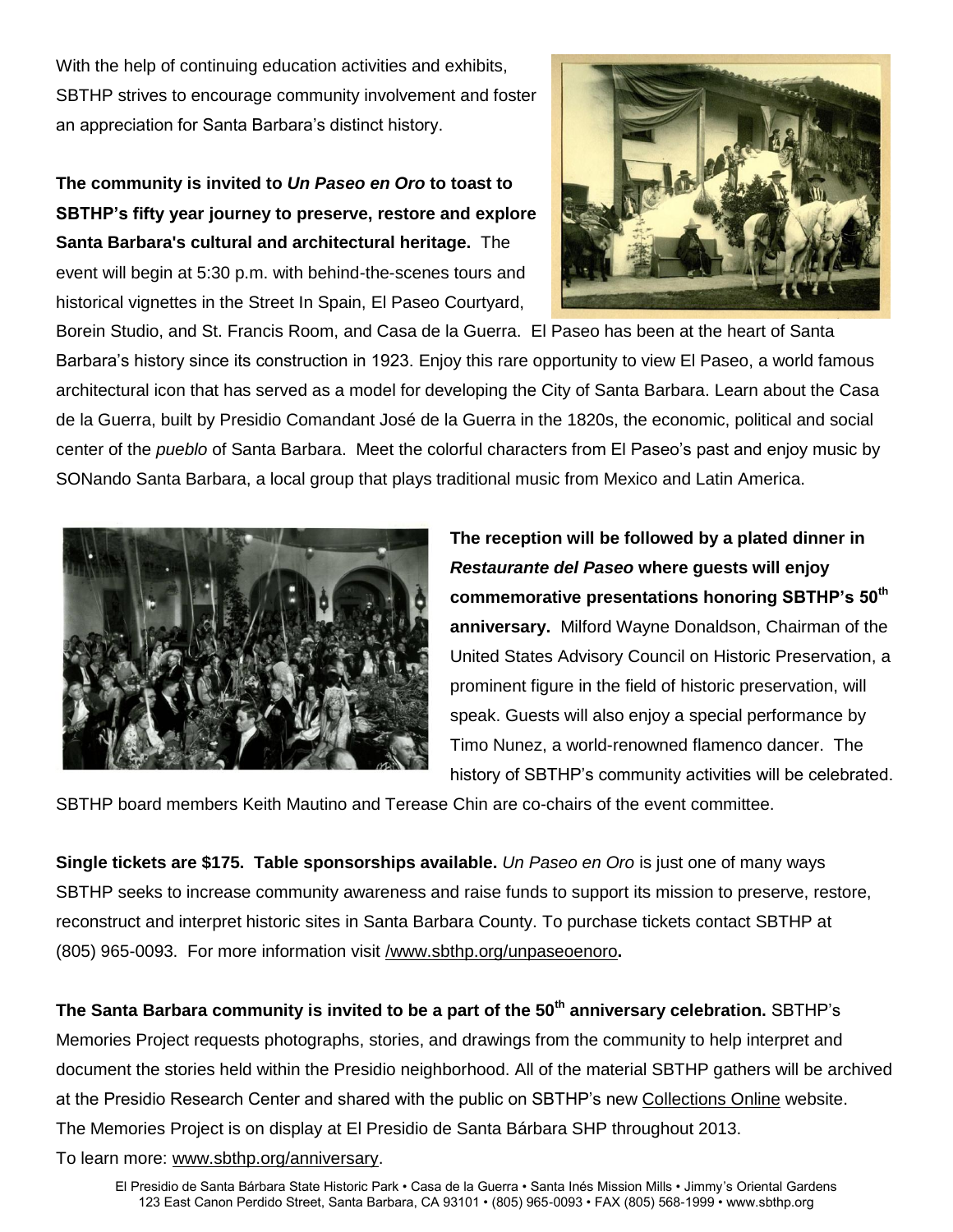With the help of continuing education activities and exhibits, SBTHP strives to encourage community involvement and foster an appreciation for Santa Barbara's distinct history.

**The community is invited to *Un Paseo en Oro* to toast to SBTHP's fifty year journey to preserve, restore and explore Santa Barbara's cultural and architectural heritage.** The event will begin at 5:30 p.m. with behind-the-scenes tours and historical vignettes in the Street In Spain, El Paseo Courtyard, Borein Studio, and St. Francis Room, and Casa de la Guerra. El Paseo has been at the heart of Santa Barbara's history since its construction in 1923. Enjoy this rare opportunity to view El Paseo, a world famous architectural icon that has served as a model for developing the City of Santa Barbara. Learn about the Casa de la Guerra, built by Presidio Comandant José de la Guerra in the 1820s, the economic, political and social center of the *pueblo* of Santa Barbara. Meet the colorful characters from El Paseo's past and enjoy music by SONando Santa Barbara, a local group that plays traditional music from Mexico and Latin America.

**The reception will be followed by a plated dinner in *Restaurante del Paseo* where guests will enjoy commemorative presentations honoring SBTHP's 50th anniversary.** Milford Wayne Donaldson, Chairman of the United States Advisory Council on Historic Preservation, a prominent figure in the field of historic preservation, will speak. Guests will also enjoy a special performance by Timo Nunez, a world-renowned flamenco dancer. The history of SBTHP's community activities will be celebrated. SBTHP board members Keith Mautino and Terease Chin are co-chairs of the event committee.

**Single tickets are $175. Table sponsorships available.** *Un Paseo en Oro* is just one of many ways SBTHP seeks to increase community awareness and raise funds to support its mission to preserve, restore, reconstruct and interpret historic sites in Santa Barbara County. To purchase tickets contact SBTHP at (805) 965-0093. For more information visit /www.sbthp.org/unpaseoenoro**.**

**The Santa Barbara community is invited to be a part of the 50th anniversary celebration.** SBTHP's Memories Project requests photographs, stories, and drawings from the community to help interpret and document the stories held within the Presidio neighborhood. All of the material SBTHP gathers will be archived at the Presidio Research Center and shared with the public on SBTHP's new Collections Online website. The Memories Project is on display at El Presidio de Santa Bárbara SHP throughout 2013.
To learn more: www.sbthp.org/anniversary.

El Presidio de Santa Bárbara State Historic Park • Casa de la Guerra • Santa Inés Mission Mills • Jimmy's Oriental Gardens
123 East Canon Perdido Street, Santa Barbara, CA 93101 • (805) 965-0093 • FAX (805) 568-1999 • www.sbthp.org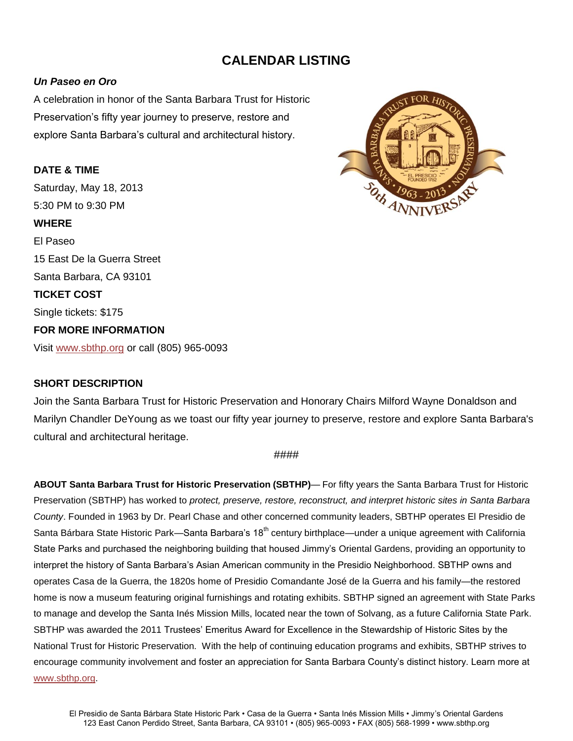# CALENDAR LISTING

***Un Paseo en Oro***

A celebration in honor of the Santa Barbara Trust for Historic Preservation's fifty year journey to preserve, restore and explore Santa Barbara's cultural and architectural history.

**DATE & TIME**

Saturday, May 18, 2013

5:30 PM to 9:30 PM

**WHERE**

El Paseo

15 East De la Guerra Street

Santa Barbara, CA 93101

**TICKET COST**

Single tickets: $175

**FOR MORE INFORMATION**

Visit www.sbthp.org or call (805) 965-0093

**SHORT DESCRIPTION**

Join the Santa Barbara Trust for Historic Preservation and Honorary Chairs Milford Wayne Donaldson and Marilyn Chandler DeYoung as we toast our fifty year journey to preserve, restore and explore Santa Barbara's cultural and architectural heritage.

####

**ABOUT Santa Barbara Trust for Historic Preservation (SBTHP)**— For fifty years the Santa Barbara Trust for Historic Preservation (SBTHP) has worked to *protect, preserve, restore, reconstruct, and interpret historic sites in Santa Barbara County*. Founded in 1963 by Dr. Pearl Chase and other concerned community leaders, SBTHP operates El Presidio de Santa Bárbara State Historic Park—Santa Barbara's 18th century birthplace—under a unique agreement with California State Parks and purchased the neighboring building that housed Jimmy's Oriental Gardens, providing an opportunity to interpret the history of Santa Barbara's Asian American community in the Presidio Neighborhood. SBTHP owns and operates Casa de la Guerra, the 1820s home of Presidio Comandante José de la Guerra and his family—the restored home is now a museum featuring original furnishings and rotating exhibits. SBTHP signed an agreement with State Parks to manage and develop the Santa Inés Mission Mills, located near the town of Solvang, as a future California State Park. SBTHP was awarded the 2011 Trustees' Emeritus Award for Excellence in the Stewardship of Historic Sites by the National Trust for Historic Preservation. With the help of continuing education programs and exhibits, SBTHP strives to encourage community involvement and foster an appreciation for Santa Barbara County's distinct history. Learn more at www.sbthp.org.

El Presidio de Santa Bárbara State Historic Park • Casa de la Guerra • Santa Inés Mission Mills • Jimmy's Oriental Gardens
123 East Canon Perdido Street, Santa Barbara, CA 93101 • (805) 965-0093 • FAX (805) 568-1999 • www.sbthp.org